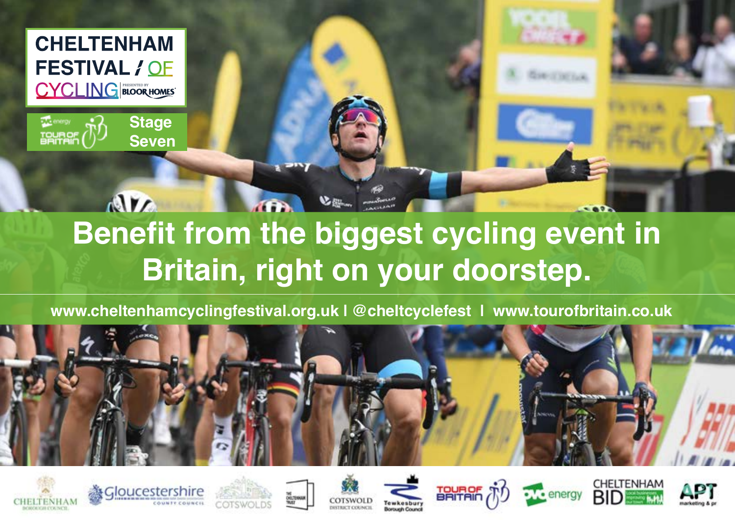# CHELTENHAM FESTIVAL / OF CYCLING

PRESENTED BY BLOOR HOMES

Stage Seven

## Benefit from the biggest cycling event in Britain, right on your doorstep.

www.cheltenhamcyclingfestival.org.uk | @cheltcyclefest | www.tourofbritain.co.uk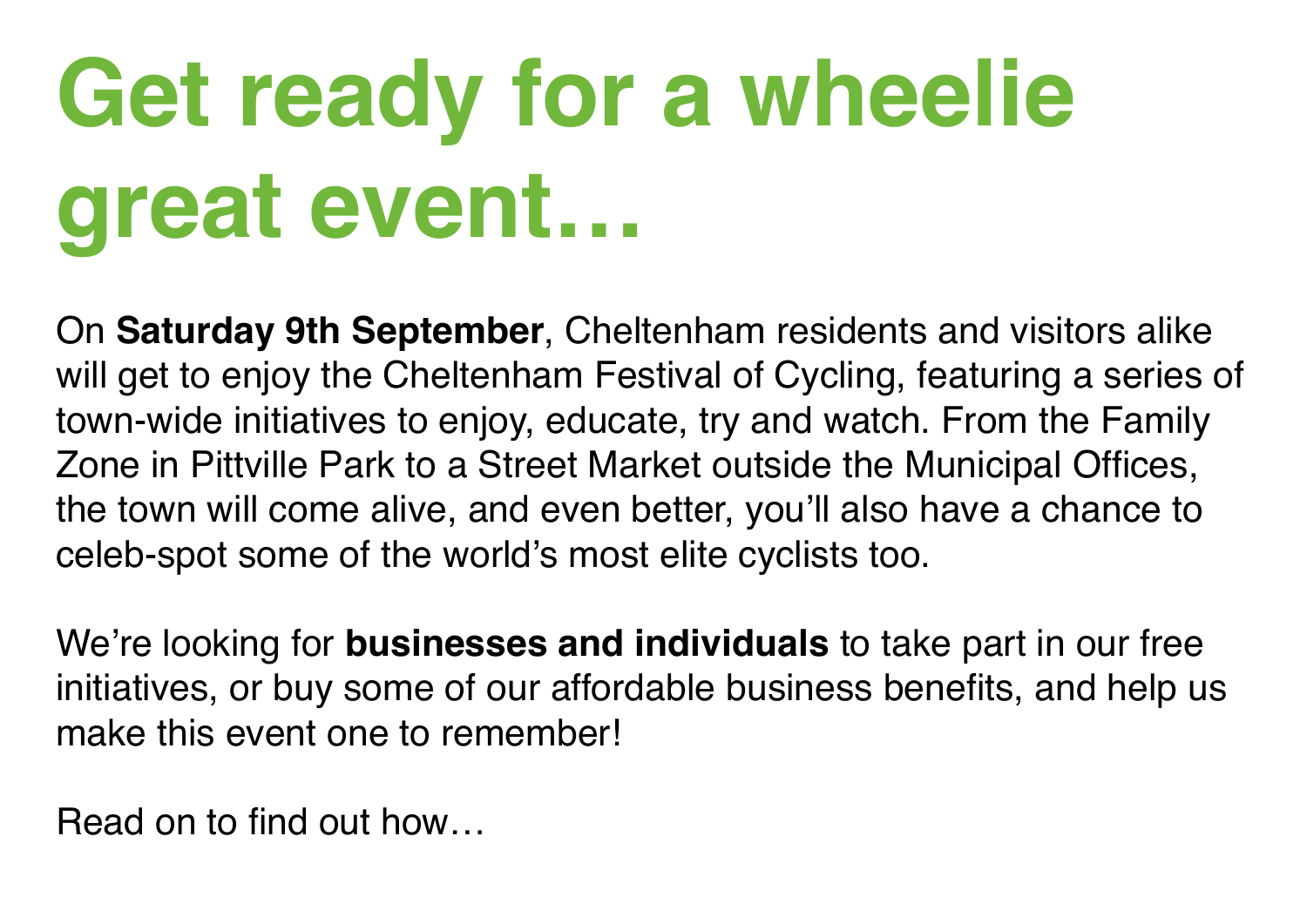# Get ready for a wheelie great event…

On **Saturday 9th September**, Cheltenham residents and visitors alike will get to enjoy the Cheltenham Festival of Cycling, featuring a series of town-wide initiatives to enjoy, educate, try and watch. From the Family Zone in Pittville Park to a Street Market outside the Municipal Offices, the town will come alive, and even better, you'll also have a chance to celeb-spot some of the world's most elite cyclists too.

We're looking for **businesses and individuals** to take part in our free initiatives, or buy some of our affordable business benefits, and help us make this event one to remember!

Read on to find out how…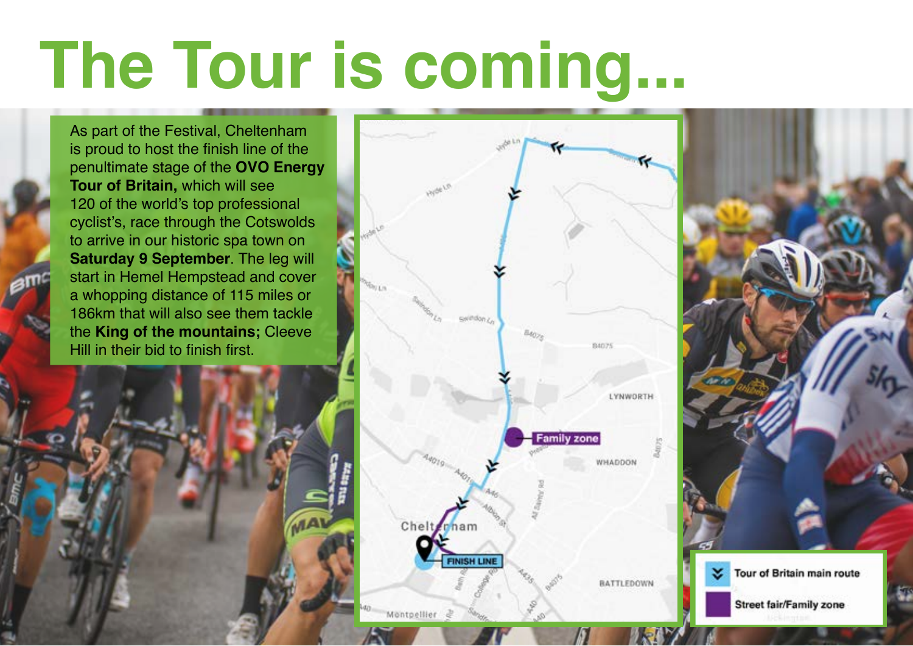# The Tour is coming...

As part of the Festival, Cheltenham is proud to host the finish line of the penultimate stage of the **OVO Energy Tour of Britain,** which will see 120 of the world's top professional cyclist's, race through the Cotswolds to arrive in our historic spa town on **Saturday 9 September**. The leg will start in Hemel Hempstead and cover a whopping distance of 115 miles or 186km that will also see them tackle the **King of the mountains;** Cleeve Hill in their bid to finish first.

Family zone

FINISH LINE

Tour of Britain main route

Street fair/Family zone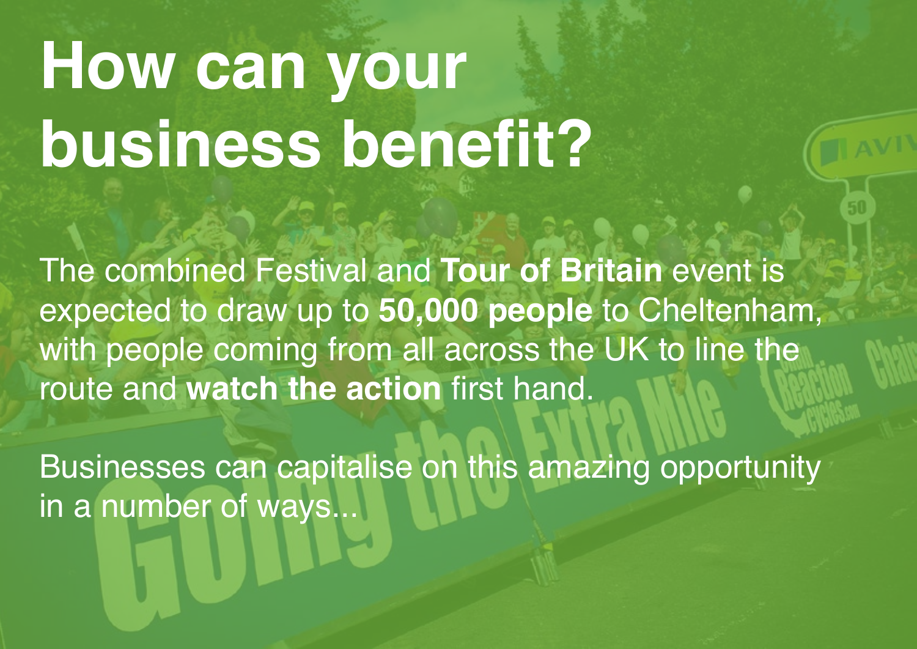# How can your business benefit?

The combined Festival and **Tour of Britain** event is expected to draw up to **50,000 people** to Cheltenham, with people coming from all across the UK to line the route and **watch the action** first hand.

Businesses can capitalise on this amazing opportunity in a number of ways...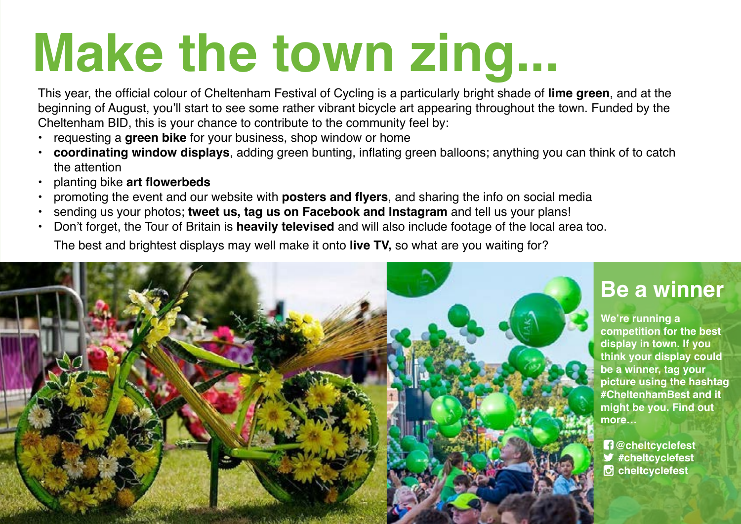# Make the town zing...

This year, the official colour of Cheltenham Festival of Cycling is a particularly bright shade of **lime green**, and at the beginning of August, you'll start to see some rather vibrant bicycle art appearing throughout the town. Funded by the Cheltenham BID, this is your chance to contribute to the community feel by:

- requesting a **green bike** for your business, shop window or home
- **coordinating window displays**, adding green bunting, inflating green balloons; anything you can think of to catch the attention
- planting bike **art flowerbeds**
- promoting the event and our website with **posters and flyers**, and sharing the info on social media
- sending us your photos; **tweet us, tag us on Facebook and Instagram** and tell us your plans!
- Don't forget, the Tour of Britain is **heavily televised** and will also include footage of the local area too.

  The best and brightest displays may well make it onto **live TV,** so what are you waiting for?

## Be a winner

**We're running a competition for the best display in town. If you think your display could be a winner, tag your picture using the hashtag #CheltenhamBest and it might be you. Find out more...**

**@cheltcyclefest**
**#cheltcyclefest**
**cheltcyclefest**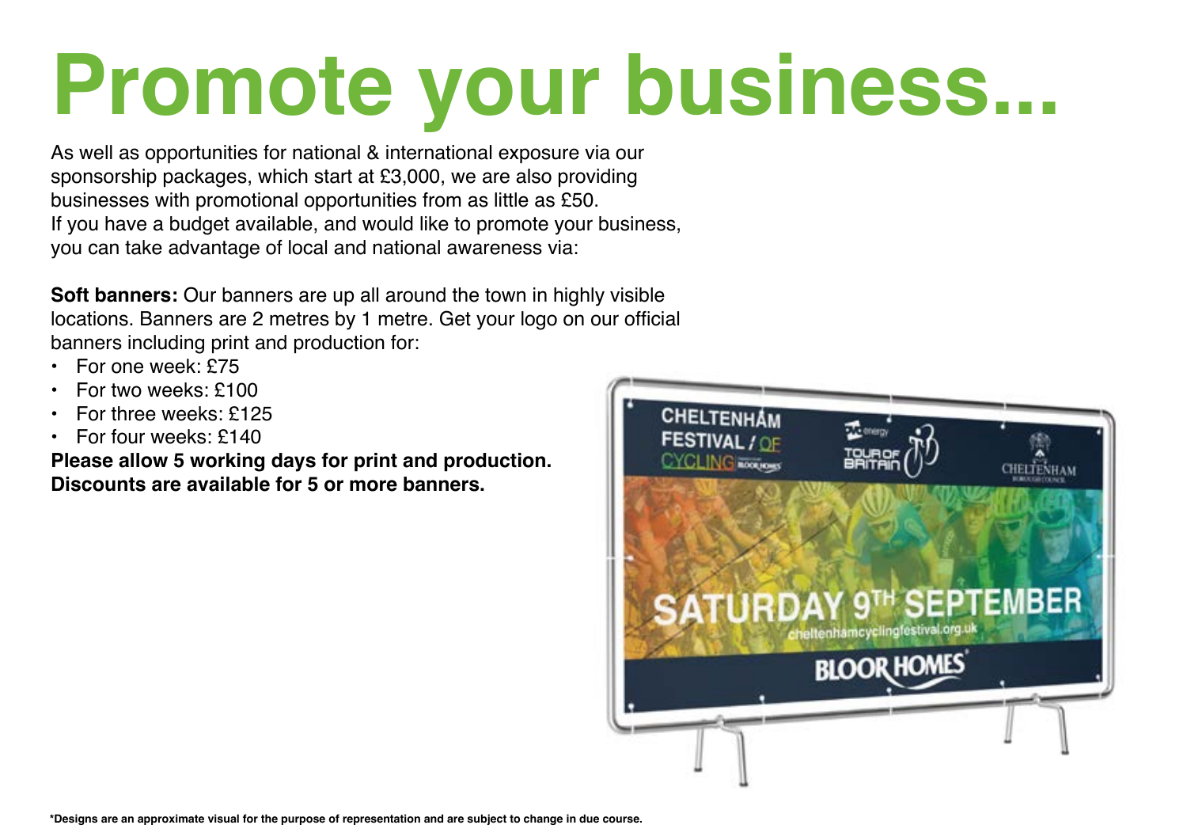# Promote your business...

As well as opportunities for national & international exposure via our sponsorship packages, which start at £3,000, we are also providing businesses with promotional opportunities from as little as £50.
If you have a budget available, and would like to promote your business, you can take advantage of local and national awareness via:

**Soft banners:** Our banners are up all around the town in highly visible locations. Banners are 2 metres by 1 metre. Get your logo on our official banners including print and production for:

- For one week: £75
- For two weeks: £100
- For three weeks: £125
- For four weeks: £140

**Please allow 5 working days for print and production.**
**Discounts are available for 5 or more banners.**

**\*Designs are an approximate visual for the purpose of representation and are subject to change in due course.**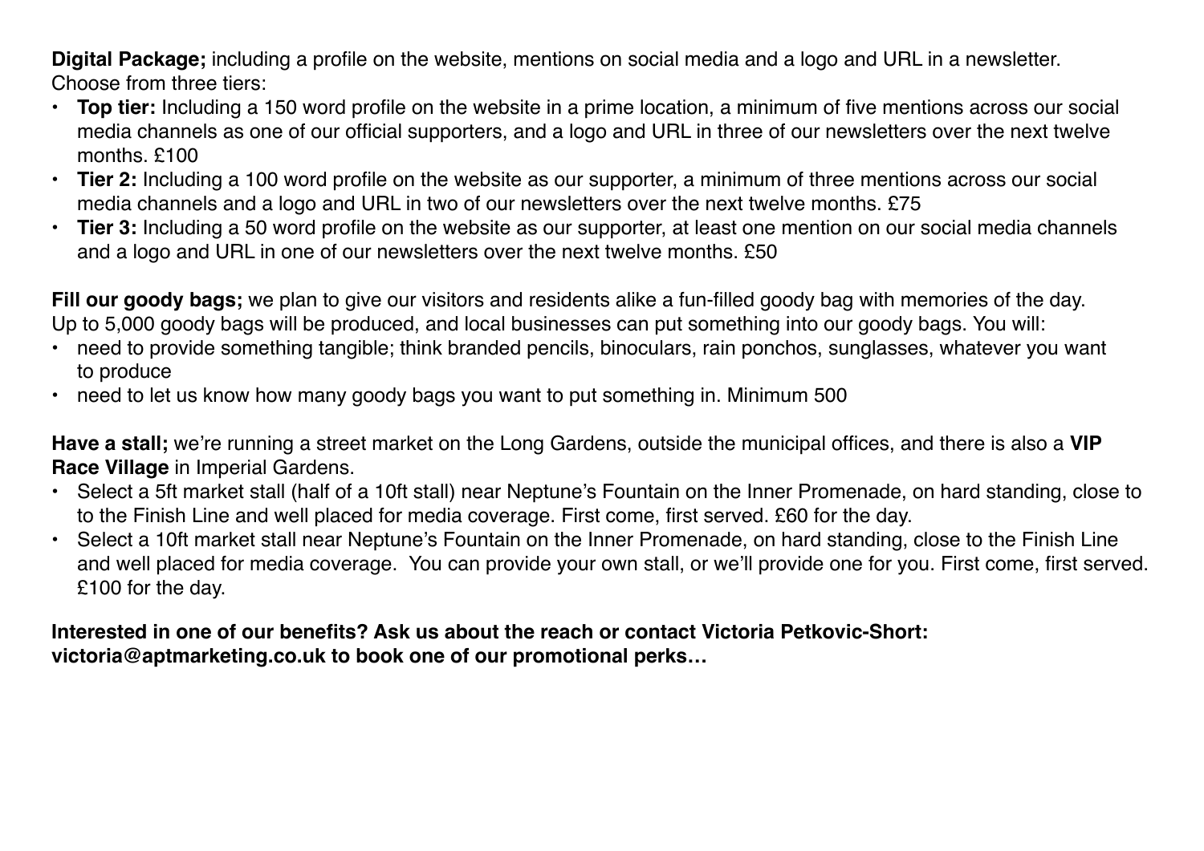**Digital Package;** including a profile on the website, mentions on social media and a logo and URL in a newsletter. Choose from three tiers:

- **Top tier:** Including a 150 word profile on the website in a prime location, a minimum of five mentions across our social media channels as one of our official supporters, and a logo and URL in three of our newsletters over the next twelve months. £100
- **Tier 2:** Including a 100 word profile on the website as our supporter, a minimum of three mentions across our social media channels and a logo and URL in two of our newsletters over the next twelve months. £75
- **Tier 3:** Including a 50 word profile on the website as our supporter, at least one mention on our social media channels and a logo and URL in one of our newsletters over the next twelve months. £50

**Fill our goody bags;** we plan to give our visitors and residents alike a fun-filled goody bag with memories of the day. Up to 5,000 goody bags will be produced, and local businesses can put something into our goody bags. You will:

- need to provide something tangible; think branded pencils, binoculars, rain ponchos, sunglasses, whatever you want to produce
- need to let us know how many goody bags you want to put something in. Minimum 500

**Have a stall;** we're running a street market on the Long Gardens, outside the municipal offices, and there is also a **VIP Race Village** in Imperial Gardens.

- Select a 5ft market stall (half of a 10ft stall) near Neptune's Fountain on the Inner Promenade, on hard standing, close to to the Finish Line and well placed for media coverage. First come, first served. £60 for the day.
- Select a 10ft market stall near Neptune's Fountain on the Inner Promenade, on hard standing, close to the Finish Line and well placed for media coverage. You can provide your own stall, or we'll provide one for you. First come, first served. £100 for the day.

**Interested in one of our benefits? Ask us about the reach or contact Victoria Petkovic-Short: victoria@aptmarketing.co.uk to book one of our promotional perks…**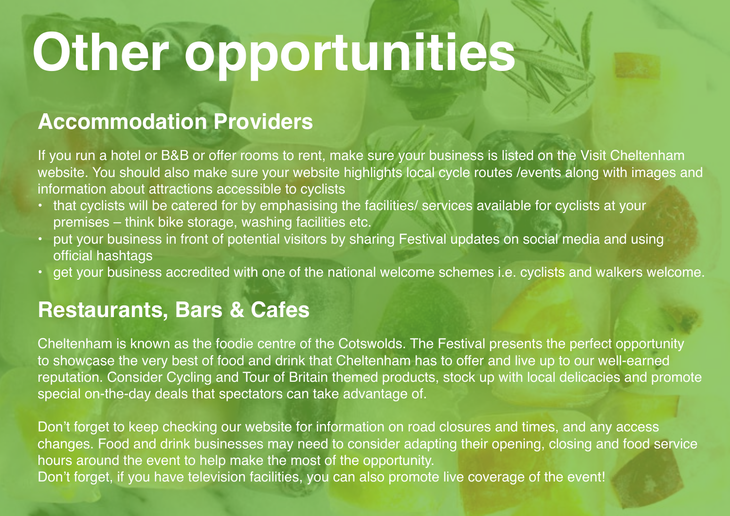# Other opportunities

## Accommodation Providers

If you run a hotel or B&B or offer rooms to rent, make sure your business is listed on the Visit Cheltenham website. You should also make sure your website highlights local cycle routes /events along with images and information about attractions accessible to cyclists

- that cyclists will be catered for by emphasising the facilities/ services available for cyclists at your premises – think bike storage, washing facilities etc.
- put your business in front of potential visitors by sharing Festival updates on social media and using official hashtags
- get your business accredited with one of the national welcome schemes i.e. cyclists and walkers welcome.

## Restaurants, Bars & Cafes

Cheltenham is known as the foodie centre of the Cotswolds. The Festival presents the perfect opportunity to showcase the very best of food and drink that Cheltenham has to offer and live up to our well-earned reputation. Consider Cycling and Tour of Britain themed products, stock up with local delicacies and promote special on-the-day deals that spectators can take advantage of.

Don't forget to keep checking our website for information on road closures and times, and any access changes. Food and drink businesses may need to consider adapting their opening, closing and food service hours around the event to help make the most of the opportunity.
Don't forget, if you have television facilities, you can also promote live coverage of the event!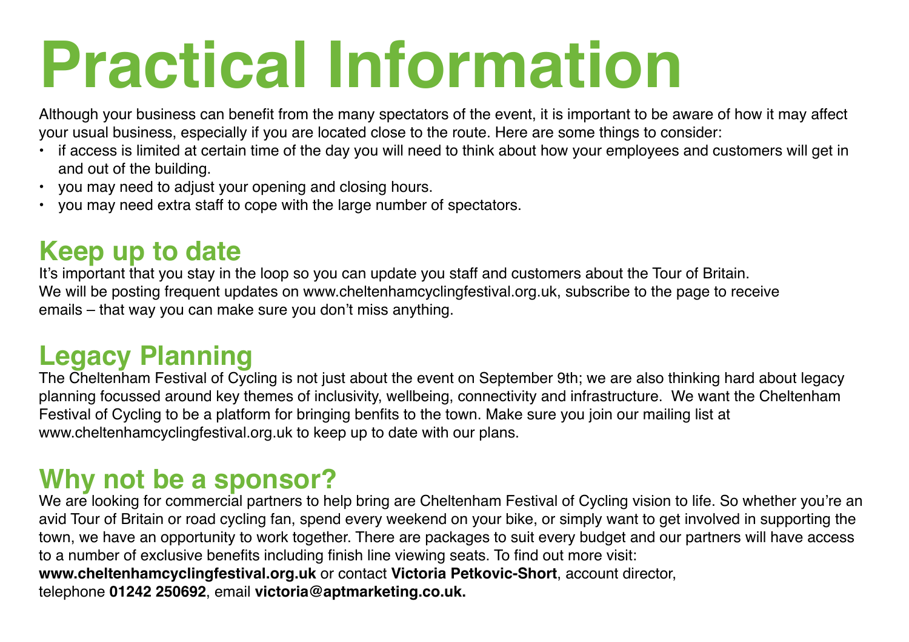# Practical Information

Although your business can benefit from the many spectators of the event, it is important to be aware of how it may affect your usual business, especially if you are located close to the route. Here are some things to consider:

- if access is limited at certain time of the day you will need to think about how your employees and customers will get in and out of the building.
- you may need to adjust your opening and closing hours.
- you may need extra staff to cope with the large number of spectators.

## Keep up to date

It's important that you stay in the loop so you can update you staff and customers about the Tour of Britain. We will be posting frequent updates on www.cheltenhamcyclingfestival.org.uk, subscribe to the page to receive emails – that way you can make sure you don't miss anything.

## Legacy Planning

The Cheltenham Festival of Cycling is not just about the event on September 9th; we are also thinking hard about legacy planning focussed around key themes of inclusivity, wellbeing, connectivity and infrastructure. We want the Cheltenham Festival of Cycling to be a platform for bringing benfits to the town. Make sure you join our mailing list at www.cheltenhamcyclingfestival.org.uk to keep up to date with our plans.

## Why not be a sponsor?

We are looking for commercial partners to help bring are Cheltenham Festival of Cycling vision to life. So whether you're an avid Tour of Britain or road cycling fan, spend every weekend on your bike, or simply want to get involved in supporting the town, we have an opportunity to work together. There are packages to suit every budget and our partners will have access to a number of exclusive benefits including finish line viewing seats. To find out more visit: **www.cheltenhamcyclingfestival.org.uk** or contact **Victoria Petkovic-Short**, account director, telephone **01242 250692**, email **victoria@aptmarketing.co.uk.**